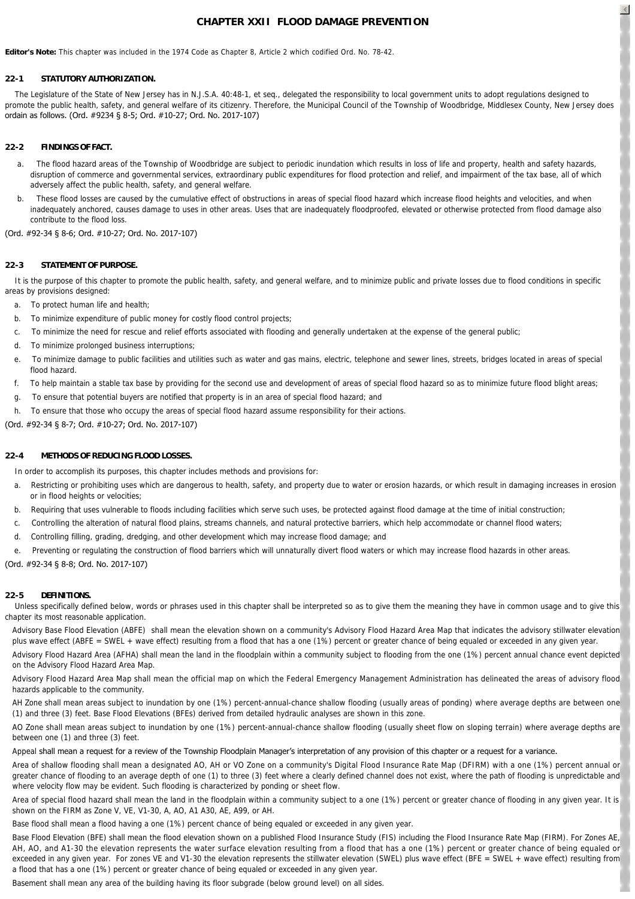# CHAPTER XXII FLOOD DAMAGE PREVENTION

**Editor's Note:** This chapter was included in the 1974 Code as Chapter 8, Article 2 which codified Ord. No. 78-42.

### 22-1 STATUTORY AUTHORIZATION.

The Legislature of the State of New Jersey has in N.J.S.A. 40:48-1, et seq., delegated the responsibility to local government units to adopt regulations designed to promote the public health, safety, and general welfare of its citizenry. Therefore, the Municipal Council of the Township of Woodbridge, Middlesex County, New Jersey does ordain as follows. (Ord. #9234 § 8-5; Ord. #10-27; Ord. No. 2017-107)

### 22-2 FINDINGS OF FACT.

a. The flood hazard areas of the Township of Woodbridge are subject to periodic inundation which results in loss of life and property, health and safety hazards, disruption of commerce and governmental services, extraordinary public expenditures for flood protection and relief, and impairment of the tax base, all of which adversely affect the public health, safety, and general welfare.

b. These flood losses are caused by the cumulative effect of obstructions in areas of special flood hazard which increase flood heights and velocities, and when inadequately anchored, causes damage to uses in other areas. Uses that are inadequately floodproofed, elevated or otherwise protected from flood damage also contribute to the flood loss.

(Ord. #92-34 § 8-6; Ord. #10-27; Ord. No. 2017-107)

### 22-3 STATEMENT OF PURPOSE.

It is the purpose of this chapter to promote the public health, safety, and general welfare, and to minimize public and private losses due to flood conditions in specific areas by provisions designed:

a. To protect human life and health;

b. To minimize expenditure of public money for costly flood control projects;

c. To minimize the need for rescue and relief efforts associated with flooding and generally undertaken at the expense of the general public;

d. To minimize prolonged business interruptions;

e. To minimize damage to public facilities and utilities such as water and gas mains, electric, telephone and sewer lines, streets, bridges located in areas of special flood hazard.

f. To help maintain a stable tax base by providing for the second use and development of areas of special flood hazard so as to minimize future flood blight areas;

g. To ensure that potential buyers are notified that property is in an area of special flood hazard; and

h. To ensure that those who occupy the areas of special flood hazard assume responsibility for their actions.

(Ord. #92-34 § 8-7; Ord. #10-27; Ord. No. 2017-107)

### 22-4 METHODS OF REDUCING FLOOD LOSSES.

In order to accomplish its purposes, this chapter includes methods and provisions for:

a. Restricting or prohibiting uses which are dangerous to health, safety, and property due to water or erosion hazards, or which result in damaging increases in erosion or in flood heights or velocities;

b. Requiring that uses vulnerable to floods including facilities which serve such uses, be protected against flood damage at the time of initial construction;

c. Controlling the alteration of natural flood plains, streams channels, and natural protective barriers, which help accommodate or channel flood waters;

d. Controlling filling, grading, dredging, and other development which may increase flood damage; and

e. Preventing or regulating the construction of flood barriers which will unnaturally divert flood waters or which may increase flood hazards in other areas.

(Ord. #92-34 § 8-8; Ord. No. 2017-107)

### 22-5 DEFINITIONS.

Unless specifically defined below, words or phrases used in this chapter shall be interpreted so as to give them the meaning they have in common usage and to give this chapter its most reasonable application.

Advisory Base Flood Elevation (ABFE) shall mean the elevation shown on a community's Advisory Flood Hazard Area Map that indicates the advisory stillwater elevation plus wave effect (ABFE = SWEL + wave effect) resulting from a flood that has a one (1%) percent or greater chance of being equaled or exceeded in any given year.

Advisory Flood Hazard Area (AFHA) shall mean the land in the floodplain within a community subject to flooding from the one (1%) percent annual chance event depicted on the Advisory Flood Hazard Area Map.

Advisory Flood Hazard Area Map shall mean the official map on which the Federal Emergency Management Administration has delineated the areas of advisory flood hazards applicable to the community.

AH Zone shall mean areas subject to inundation by one (1%) percent-annual-chance shallow flooding (usually areas of ponding) where average depths are between one (1) and three (3) feet. Base Flood Elevations (BFEs) derived from detailed hydraulic analyses are shown in this zone.

AO Zone shall mean areas subject to inundation by one (1%) percent-annual-chance shallow flooding (usually sheet flow on sloping terrain) where average depths are between one (1) and three (3) feet.

Appeal shall mean a request for a review of the Township Floodplain Manager's interpretation of any provision of this chapter or a request for a variance.

Area of shallow flooding shall mean a designated AO, AH or VO Zone on a community's Digital Flood Insurance Rate Map (DFIRM) with a one (1%) percent annual or greater chance of flooding to an average depth of one (1) to three (3) feet where a clearly defined channel does not exist, where the path of flooding is unpredictable and where velocity flow may be evident. Such flooding is characterized by ponding or sheet flow.

Area of special flood hazard shall mean the land in the floodplain within a community subject to a one (1%) percent or greater chance of flooding in any given year. It is shown on the FIRM as Zone V, VE, V1-30, A, AO, A1 A30, AE, A99, or AH.

Base flood shall mean a flood having a one (1%) percent chance of being equaled or exceeded in any given year.

Base Flood Elevation (BFE) shall mean the flood elevation shown on a published Flood Insurance Study (FIS) including the Flood Insurance Rate Map (FIRM). For Zones AE, AH, AO, and A1-30 the elevation represents the water surface elevation resulting from a flood that has a one (1%) percent or greater chance of being equaled or exceeded in any given year. For zones VE and V1-30 the elevation represents the stillwater elevation (SWEL) plus wave effect (BFE = SWEL + wave effect) resulting from a flood that has a one (1%) percent or greater chance of being equaled or exceeded in any given year.

Basement shall mean any area of the building having its floor subgrade (below ground level) on all sides.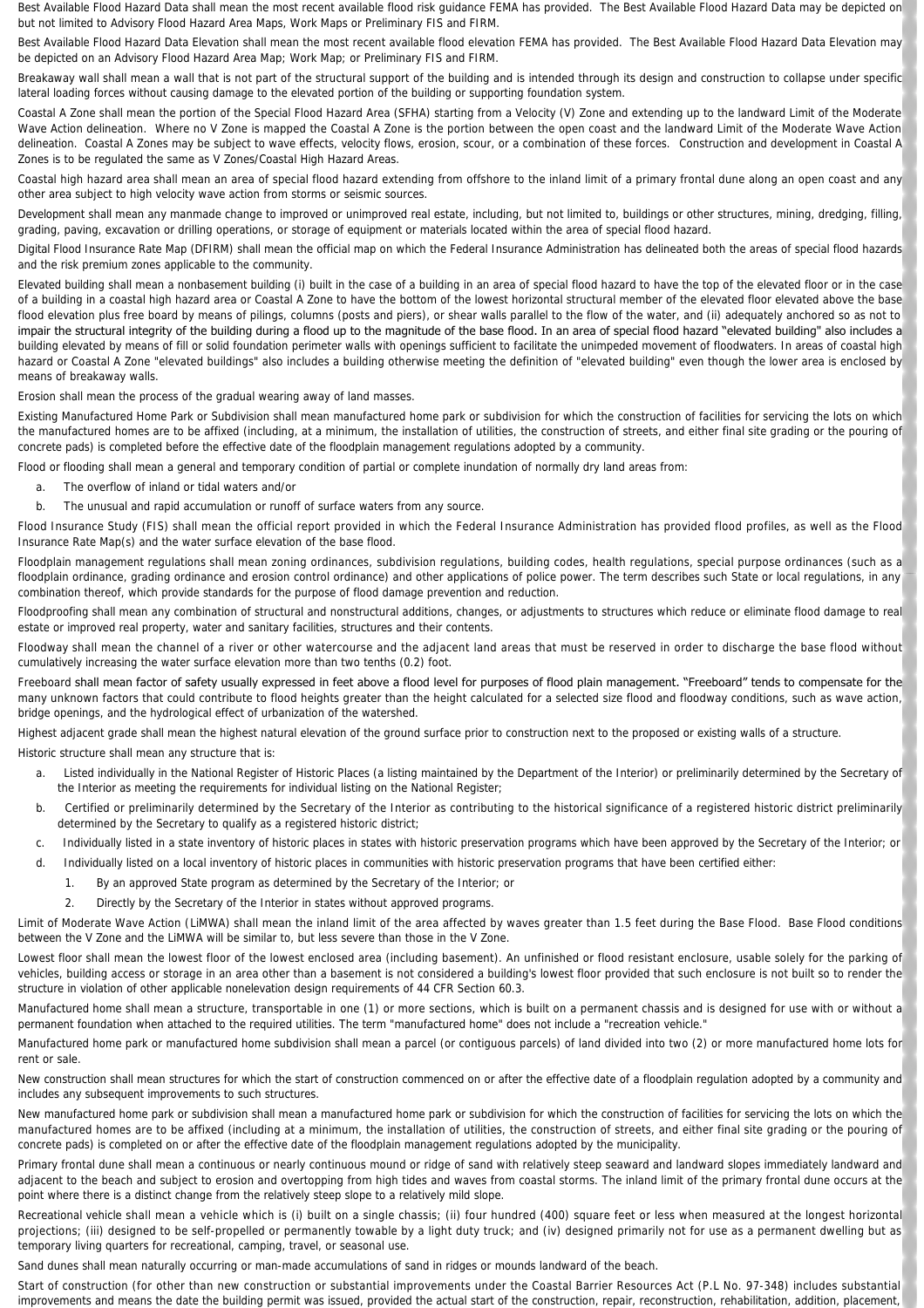Best Available Flood Hazard Data shall mean the most recent available flood risk guidance FEMA has provided. The Best Available Flood Hazard Data may be depicted on but not limited to Advisory Flood Hazard Area Maps, Work Maps or Preliminary FIS and FIRM.

Best Available Flood Hazard Data Elevation shall mean the most recent available flood elevation FEMA has provided. The Best Available Flood Hazard Data Elevation may be depicted on an Advisory Flood Hazard Area Map; Work Map; or Preliminary FIS and FIRM.

Breakaway wall shall mean a wall that is not part of the structural support of the building and is intended through its design and construction to collapse under specific lateral loading forces without causing damage to the elevated portion of the building or supporting foundation system.

Coastal A Zone shall mean the portion of the Special Flood Hazard Area (SFHA) starting from a Velocity (V) Zone and extending up to the landward Limit of the Moderate Wave Action delineation. Where no V Zone is mapped the Coastal A Zone is the portion between the open coast and the landward Limit of the Moderate Wave Action delineation. Coastal A Zones may be subject to wave effects, velocity flows, erosion, scour, or a combination of these forces. Construction and development in Coastal A Zones is to be regulated the same as V Zones/Coastal High Hazard Areas.

Coastal high hazard area shall mean an area of special flood hazard extending from offshore to the inland limit of a primary frontal dune along an open coast and any other area subject to high velocity wave action from storms or seismic sources.

Development shall mean any manmade change to improved or unimproved real estate, including, but not limited to, buildings or other structures, mining, dredging, filling, grading, paving, excavation or drilling operations, or storage of equipment or materials located within the area of special flood hazard.

Digital Flood Insurance Rate Map (DFIRM) shall mean the official map on which the Federal Insurance Administration has delineated both the areas of special flood hazards and the risk premium zones applicable to the community.

Elevated building shall mean a nonbasement building (i) built in the case of a building in an area of special flood hazard to have the top of the elevated floor or in the case of a building in a coastal high hazard area or Coastal A Zone to have the bottom of the lowest horizontal structural member of the elevated floor elevated above the base flood elevation plus free board by means of pilings, columns (posts and piers), or shear walls parallel to the flow of the water, and (ii) adequately anchored so as not to impair the structural integrity of the building during a flood up to the magnitude of the base flood. In an area of special flood hazard "elevated building" also includes a building elevated by means of fill or solid foundation perimeter walls with openings sufficient to facilitate the unimpeded movement of floodwaters. In areas of coastal high hazard or Coastal A Zone "elevated buildings" also includes a building otherwise meeting the definition of "elevated building" even though the lower area is enclosed by means of breakaway walls.

Erosion shall mean the process of the gradual wearing away of land masses.

Existing Manufactured Home Park or Subdivision shall mean manufactured home park or subdivision for which the construction of facilities for servicing the lots on which the manufactured homes are to be affixed (including, at a minimum, the installation of utilities, the construction of streets, and either final site grading or the pouring of concrete pads) is completed before the effective date of the floodplain management regulations adopted by a community.

Flood or flooding shall mean a general and temporary condition of partial or complete inundation of normally dry land areas from:

a. The overflow of inland or tidal waters and/or
b. The unusual and rapid accumulation or runoff of surface waters from any source.

Flood Insurance Study (FIS) shall mean the official report provided in which the Federal Insurance Administration has provided flood profiles, as well as the Flood Insurance Rate Map(s) and the water surface elevation of the base flood.

Floodplain management regulations shall mean zoning ordinances, subdivision regulations, building codes, health regulations, special purpose ordinances (such as a floodplain ordinance, grading ordinance and erosion control ordinance) and other applications of police power. The term describes such State or local regulations, in any combination thereof, which provide standards for the purpose of flood damage prevention and reduction.

Floodproofing shall mean any combination of structural and nonstructural additions, changes, or adjustments to structures which reduce or eliminate flood damage to real estate or improved real property, water and sanitary facilities, structures and their contents.

Floodway shall mean the channel of a river or other watercourse and the adjacent land areas that must be reserved in order to discharge the base flood without cumulatively increasing the water surface elevation more than two tenths (0.2) foot.

Freeboard shall mean factor of safety usually expressed in feet above a flood level for purposes of flood plain management. "Freeboard" tends to compensate for the many unknown factors that could contribute to flood heights greater than the height calculated for a selected size flood and floodway conditions, such as wave action, bridge openings, and the hydrological effect of urbanization of the watershed.

Highest adjacent grade shall mean the highest natural elevation of the ground surface prior to construction next to the proposed or existing walls of a structure.

Historic structure shall mean any structure that is:

a. Listed individually in the National Register of Historic Places (a listing maintained by the Department of the Interior) or preliminarily determined by the Secretary of the Interior as meeting the requirements for individual listing on the National Register;
b. Certified or preliminarily determined by the Secretary of the Interior as contributing to the historical significance of a registered historic district preliminarily determined by the Secretary to qualify as a registered historic district;
c. Individually listed in a state inventory of historic places in states with historic preservation programs which have been approved by the Secretary of the Interior; or
d. Individually listed on a local inventory of historic places in communities with historic preservation programs that have been certified either:
    1. By an approved State program as determined by the Secretary of the Interior; or
    2. Directly by the Secretary of the Interior in states without approved programs.

Limit of Moderate Wave Action (LiMWA) shall mean the inland limit of the area affected by waves greater than 1.5 feet during the Base Flood. Base Flood conditions between the V Zone and the LiMWA will be similar to, but less severe than those in the V Zone.

Lowest floor shall mean the lowest floor of the lowest enclosed area (including basement). An unfinished or flood resistant enclosure, usable solely for the parking of vehicles, building access or storage in an area other than a basement is not considered a building's lowest floor provided that such enclosure is not built so to render the structure in violation of other applicable nonelevation design requirements of 44 CFR Section 60.3.

Manufactured home shall mean a structure, transportable in one (1) or more sections, which is built on a permanent chassis and is designed for use with or without a permanent foundation when attached to the required utilities. The term "manufactured home" does not include a "recreation vehicle."

Manufactured home park or manufactured home subdivision shall mean a parcel (or contiguous parcels) of land divided into two (2) or more manufactured home lots for rent or sale.

New construction shall mean structures for which the start of construction commenced on or after the effective date of a floodplain regulation adopted by a community and includes any subsequent improvements to such structures.

New manufactured home park or subdivision shall mean a manufactured home park or subdivision for which the construction of facilities for servicing the lots on which the manufactured homes are to be affixed (including at a minimum, the installation of utilities, the construction of streets, and either final site grading or the pouring of concrete pads) is completed on or after the effective date of the floodplain management regulations adopted by the municipality.

Primary frontal dune shall mean a continuous or nearly continuous mound or ridge of sand with relatively steep seaward and landward slopes immediately landward and adjacent to the beach and subject to erosion and overtopping from high tides and waves from coastal storms. The inland limit of the primary frontal dune occurs at the point where there is a distinct change from the relatively steep slope to a relatively mild slope.

Recreational vehicle shall mean a vehicle which is (i) built on a single chassis; (ii) four hundred (400) square feet or less when measured at the longest horizontal projections; (iii) designed to be self-propelled or permanently towable by a light duty truck; and (iv) designed primarily not for use as a permanent dwelling but as temporary living quarters for recreational, camping, travel, or seasonal use.

Sand dunes shall mean naturally occurring or man-made accumulations of sand in ridges or mounds landward of the beach.

Start of construction (for other than new construction or substantial improvements under the Coastal Barrier Resources Act (P.L No. 97-348) includes substantial improvements and means the date the building permit was issued, provided the actual start of the construction, repair, reconstruction, rehabilitation, addition, placement,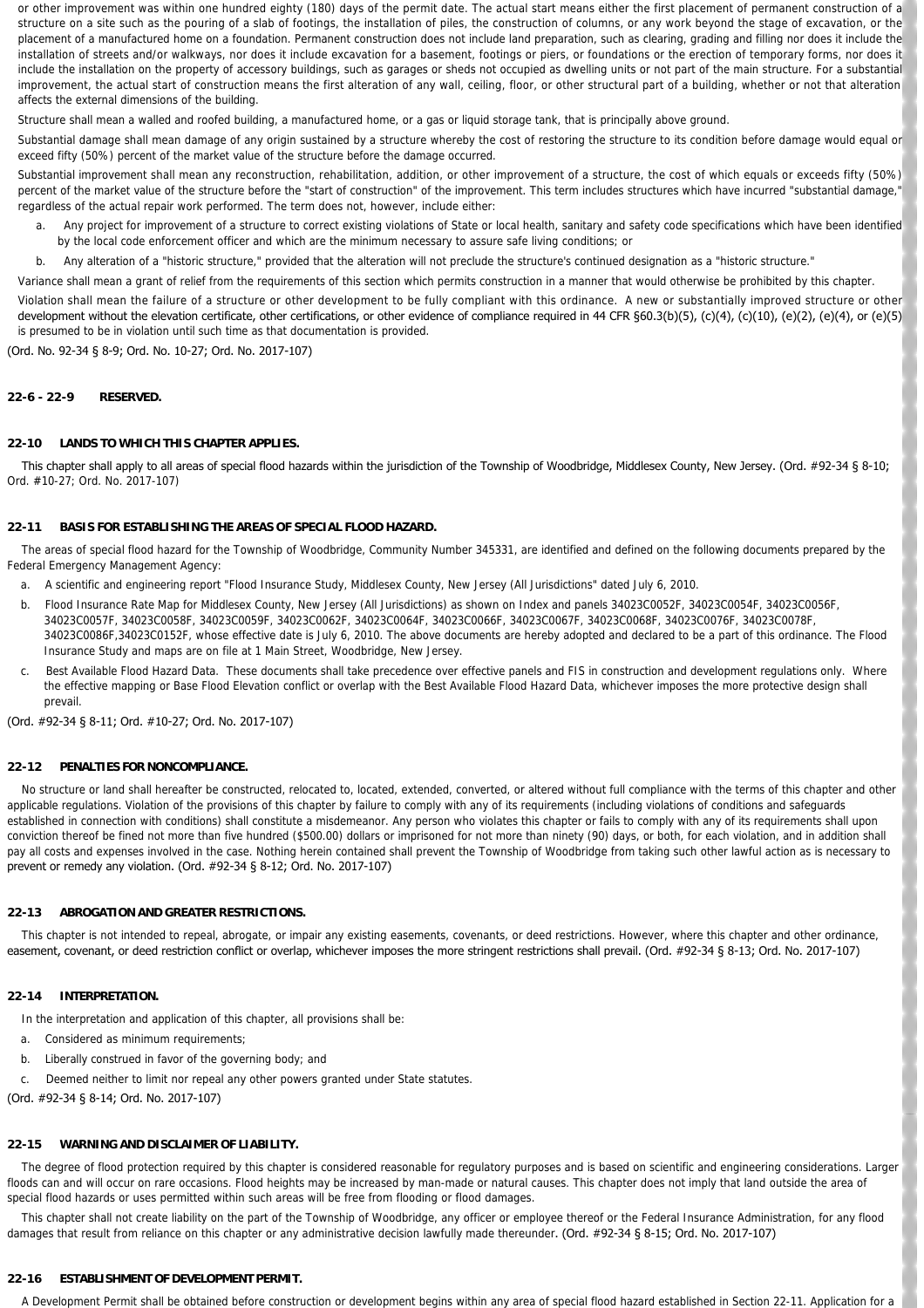or other improvement was within one hundred eighty (180) days of the permit date. The actual start means either the first placement of permanent construction of a structure on a site such as the pouring of a slab of footings, the installation of piles, the construction of columns, or any work beyond the stage of excavation, or the placement of a manufactured home on a foundation. Permanent construction does not include land preparation, such as clearing, grading and filling nor does it include the installation of streets and/or walkways, nor does it include excavation for a basement, footings or piers, or foundations or the erection of temporary forms, nor does it include the installation on the property of accessory buildings, such as garages or sheds not occupied as dwelling units or not part of the main structure. For a substantial improvement, the actual start of construction means the first alteration of any wall, ceiling, floor, or other structural part of a building, whether or not that alteration affects the external dimensions of the building.

Structure shall mean a walled and roofed building, a manufactured home, or a gas or liquid storage tank, that is principally above ground.

Substantial damage shall mean damage of any origin sustained by a structure whereby the cost of restoring the structure to its condition before damage would equal or exceed fifty (50%) percent of the market value of the structure before the damage occurred.

Substantial improvement shall mean any reconstruction, rehabilitation, addition, or other improvement of a structure, the cost of which equals or exceeds fifty (50%) percent of the market value of the structure before the "start of construction" of the improvement. This term includes structures which have incurred "substantial damage," regardless of the actual repair work performed. The term does not, however, include either:

a. Any project for improvement of a structure to correct existing violations of State or local health, sanitary and safety code specifications which have been identified by the local code enforcement officer and which are the minimum necessary to assure safe living conditions; or

b. Any alteration of a "historic structure," provided that the alteration will not preclude the structure's continued designation as a "historic structure."

Variance shall mean a grant of relief from the requirements of this section which permits construction in a manner that would otherwise be prohibited by this chapter.

Violation shall mean the failure of a structure or other development to be fully compliant with this ordinance. A new or substantially improved structure or other development without the elevation certificate, other certifications, or other evidence of compliance required in 44 CFR §60.3(b)(5), (c)(4), (c)(10), (e)(2), (e)(4), or (e)(5) is presumed to be in violation until such time as that documentation is provided.

(Ord. No. 92-34 § 8-9; Ord. No. 10-27; Ord. No. 2017-107)

**22-6 - 22-9 RESERVED.**

**22-10 LANDS TO WHICH THIS CHAPTER APPLIES.**

This chapter shall apply to all areas of special flood hazards within the jurisdiction of the Township of Woodbridge, Middlesex County, New Jersey. (Ord. #92-34 § 8-10; Ord. #10-27; Ord. No. 2017-107)

**22-11 BASIS FOR ESTABLISHING THE AREAS OF SPECIAL FLOOD HAZARD.**

The areas of special flood hazard for the Township of Woodbridge, Community Number 345331, are identified and defined on the following documents prepared by the Federal Emergency Management Agency:

a. A scientific and engineering report "Flood Insurance Study, Middlesex County, New Jersey (All Jurisdictions" dated July 6, 2010.

b. Flood Insurance Rate Map for Middlesex County, New Jersey (All Jurisdictions) as shown on Index and panels 34023C0052F, 34023C0054F, 34023C0056F, 34023C0057F, 34023C0058F, 34023C0059F, 34023C0062F, 34023C0064F, 34023C0066F, 34023C0067F, 34023C0068F, 34023C0076F, 34023C0078F, 34023C0086F,34023C0152F, whose effective date is July 6, 2010. The above documents are hereby adopted and declared to be a part of this ordinance. The Flood Insurance Study and maps are on file at 1 Main Street, Woodbridge, New Jersey.

c. Best Available Flood Hazard Data. These documents shall take precedence over effective panels and FIS in construction and development regulations only. Where the effective mapping or Base Flood Elevation conflict or overlap with the Best Available Flood Hazard Data, whichever imposes the more protective design shall prevail.

(Ord. #92-34 § 8-11; Ord. #10-27; Ord. No. 2017-107)

**22-12 PENALTIES FOR NONCOMPLIANCE.**

No structure or land shall hereafter be constructed, relocated to, located, extended, converted, or altered without full compliance with the terms of this chapter and other applicable regulations. Violation of the provisions of this chapter by failure to comply with any of its requirements (including violations of conditions and safeguards established in connection with conditions) shall constitute a misdemeanor. Any person who violates this chapter or fails to comply with any of its requirements shall upon conviction thereof be fined not more than five hundred ($500.00) dollars or imprisoned for not more than ninety (90) days, or both, for each violation, and in addition shall pay all costs and expenses involved in the case. Nothing herein contained shall prevent the Township of Woodbridge from taking such other lawful action as is necessary to prevent or remedy any violation. (Ord. #92-34 § 8-12; Ord. No. 2017-107)

**22-13 ABROGATION AND GREATER RESTRICTIONS.**

This chapter is not intended to repeal, abrogate, or impair any existing easements, covenants, or deed restrictions. However, where this chapter and other ordinance, easement, covenant, or deed restriction conflict or overlap, whichever imposes the more stringent restrictions shall prevail. (Ord. #92-34 § 8-13; Ord. No. 2017-107)

**22-14 INTERPRETATION.**

In the interpretation and application of this chapter, all provisions shall be:

a. Considered as minimum requirements;

b. Liberally construed in favor of the governing body; and

c. Deemed neither to limit nor repeal any other powers granted under State statutes.

(Ord. #92-34 § 8-14; Ord. No. 2017-107)

**22-15 WARNING AND DISCLAIMER OF LIABILITY.**

The degree of flood protection required by this chapter is considered reasonable for regulatory purposes and is based on scientific and engineering considerations. Larger floods can and will occur on rare occasions. Flood heights may be increased by man-made or natural causes. This chapter does not imply that land outside the area of special flood hazards or uses permitted within such areas will be free from flooding or flood damages.

This chapter shall not create liability on the part of the Township of Woodbridge, any officer or employee thereof or the Federal Insurance Administration, for any flood damages that result from reliance on this chapter or any administrative decision lawfully made thereunder. (Ord. #92-34 § 8-15; Ord. No. 2017-107)

**22-16 ESTABLISHMENT OF DEVELOPMENT PERMIT.**

A Development Permit shall be obtained before construction or development begins within any area of special flood hazard established in Section 22-11. Application for a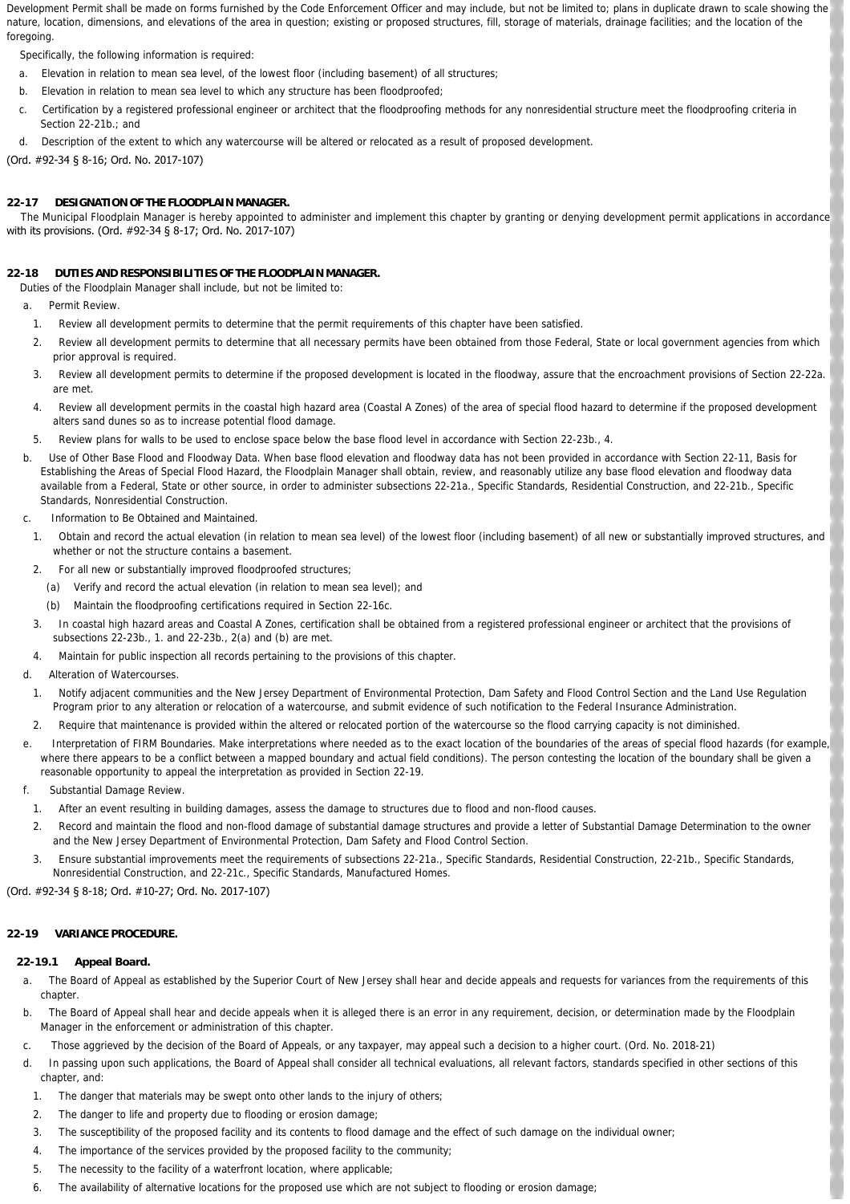Development Permit shall be made on forms furnished by the Code Enforcement Officer and may include, but not be limited to; plans in duplicate drawn to scale showing the nature, location, dimensions, and elevations of the area in question; existing or proposed structures, fill, storage of materials, drainage facilities; and the location of the foregoing.

Specifically, the following information is required:

a. Elevation in relation to mean sea level, of the lowest floor (including basement) of all structures;

b. Elevation in relation to mean sea level to which any structure has been floodproofed;

c. Certification by a registered professional engineer or architect that the floodproofing methods for any nonresidential structure meet the floodproofing criteria in Section 22-21b.; and

d. Description of the extent to which any watercourse will be altered or relocated as a result of proposed development.

(Ord. #92-34 § 8-16; Ord. No. 2017-107)

### 22-17 DESIGNATION OF THE FLOODPLAIN MANAGER.

The Municipal Floodplain Manager is hereby appointed to administer and implement this chapter by granting or denying development permit applications in accordance with its provisions. (Ord. #92-34 § 8-17; Ord. No. 2017-107)

### 22-18 DUTIES AND RESPONSIBILITIES OF THE FLOODPLAIN MANAGER.

Duties of the Floodplain Manager shall include, but not be limited to:

a. Permit Review.

1. Review all development permits to determine that the permit requirements of this chapter have been satisfied.
2. Review all development permits to determine that all necessary permits have been obtained from those Federal, State or local government agencies from which prior approval is required.
3. Review all development permits to determine if the proposed development is located in the floodway, assure that the encroachment provisions of Section 22-22a. are met.
4. Review all development permits in the coastal high hazard area (Coastal A Zones) of the area of special flood hazard to determine if the proposed development alters sand dunes so as to increase potential flood damage.
5. Review plans for walls to be used to enclose space below the base flood level in accordance with Section 22-23b., 4.

b. Use of Other Base Flood and Floodway Data. When base flood elevation and floodway data has not been provided in accordance with Section 22-11, Basis for Establishing the Areas of Special Flood Hazard, the Floodplain Manager shall obtain, review, and reasonably utilize any base flood elevation and floodway data available from a Federal, State or other source, in order to administer subsections 22-21a., Specific Standards, Residential Construction, and 22-21b., Specific Standards, Nonresidential Construction.

c. Information to Be Obtained and Maintained.

1. Obtain and record the actual elevation (in relation to mean sea level) of the lowest floor (including basement) of all new or substantially improved structures, and whether or not the structure contains a basement.
2. For all new or substantially improved floodproofed structures;
   (a) Verify and record the actual elevation (in relation to mean sea level); and
   (b) Maintain the floodproofing certifications required in Section 22-16c.
3. In coastal high hazard areas and Coastal A Zones, certification shall be obtained from a registered professional engineer or architect that the provisions of subsections 22-23b., 1. and 22-23b., 2(a) and (b) are met.
4. Maintain for public inspection all records pertaining to the provisions of this chapter.

d. Alteration of Watercourses.

1. Notify adjacent communities and the New Jersey Department of Environmental Protection, Dam Safety and Flood Control Section and the Land Use Regulation Program prior to any alteration or relocation of a watercourse, and submit evidence of such notification to the Federal Insurance Administration.
2. Require that maintenance is provided within the altered or relocated portion of the watercourse so the flood carrying capacity is not diminished.

e. Interpretation of FIRM Boundaries. Make interpretations where needed as to the exact location of the boundaries of the areas of special flood hazards (for example, where there appears to be a conflict between a mapped boundary and actual field conditions). The person contesting the location of the boundary shall be given a reasonable opportunity to appeal the interpretation as provided in Section 22-19.

f. Substantial Damage Review.

1. After an event resulting in building damages, assess the damage to structures due to flood and non-flood causes.
2. Record and maintain the flood and non-flood damage of substantial damage structures and provide a letter of Substantial Damage Determination to the owner and the New Jersey Department of Environmental Protection, Dam Safety and Flood Control Section.
3. Ensure substantial improvements meet the requirements of subsections 22-21a., Specific Standards, Residential Construction, 22-21b., Specific Standards, Nonresidential Construction, and 22-21c., Specific Standards, Manufactured Homes.

(Ord. #92-34 § 8-18; Ord. #10-27; Ord. No. 2017-107)

### 22-19 VARIANCE PROCEDURE.

#### 22-19.1 Appeal Board.

a. The Board of Appeal as established by the Superior Court of New Jersey shall hear and decide appeals and requests for variances from the requirements of this chapter.

b. The Board of Appeal shall hear and decide appeals when it is alleged there is an error in any requirement, decision, or determination made by the Floodplain Manager in the enforcement or administration of this chapter.

c. Those aggrieved by the decision of the Board of Appeals, or any taxpayer, may appeal such a decision to a higher court. (Ord. No. 2018-21)

d. In passing upon such applications, the Board of Appeal shall consider all technical evaluations, all relevant factors, standards specified in other sections of this chapter, and:

1. The danger that materials may be swept onto other lands to the injury of others;
2. The danger to life and property due to flooding or erosion damage;
3. The susceptibility of the proposed facility and its contents to flood damage and the effect of such damage on the individual owner;
4. The importance of the services provided by the proposed facility to the community;
5. The necessity to the facility of a waterfront location, where applicable;
6. The availability of alternative locations for the proposed use which are not subject to flooding or erosion damage;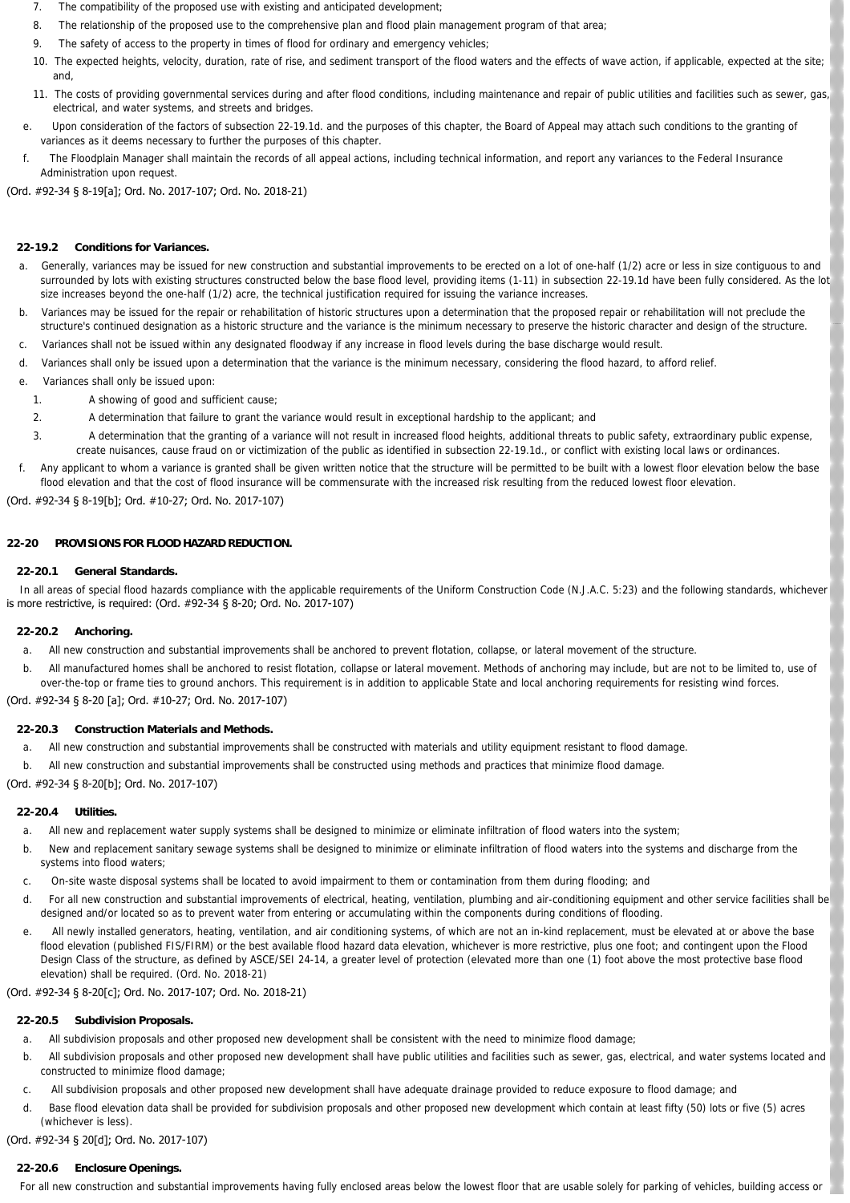7. The compatibility of the proposed use with existing and anticipated development;
8. The relationship of the proposed use to the comprehensive plan and flood plain management program of that area;
9. The safety of access to the property in times of flood for ordinary and emergency vehicles;
10. The expected heights, velocity, duration, rate of rise, and sediment transport of the flood waters and the effects of wave action, if applicable, expected at the site; and,
11. The costs of providing governmental services during and after flood conditions, including maintenance and repair of public utilities and facilities such as sewer, gas, electrical, and water systems, and streets and bridges.

e. Upon consideration of the factors of subsection 22-19.1d. and the purposes of this chapter, the Board of Appeal may attach such conditions to the granting of variances as it deems necessary to further the purposes of this chapter.

f. The Floodplain Manager shall maintain the records of all appeal actions, including technical information, and report any variances to the Federal Insurance Administration upon request.

(Ord. #92-34 § 8-19[a]; Ord. No. 2017-107; Ord. No. 2018-21)

### 22-19.2 Conditions for Variances.

a. Generally, variances may be issued for new construction and substantial improvements to be erected on a lot of one-half (1/2) acre or less in size contiguous to and surrounded by lots with existing structures constructed below the base flood level, providing items (1-11) in subsection 22-19.1d have been fully considered. As the lot size increases beyond the one-half (1/2) acre, the technical justification required for issuing the variance increases.

b. Variances may be issued for the repair or rehabilitation of historic structures upon a determination that the proposed repair or rehabilitation will not preclude the structure's continued designation as a historic structure and the variance is the minimum necessary to preserve the historic character and design of the structure.

c. Variances shall not be issued within any designated floodway if any increase in flood levels during the base discharge would result.

d. Variances shall only be issued upon a determination that the variance is the minimum necessary, considering the flood hazard, to afford relief.

e. Variances shall only be issued upon:

1. A showing of good and sufficient cause;
2. A determination that failure to grant the variance would result in exceptional hardship to the applicant; and
3. A determination that the granting of a variance will not result in increased flood heights, additional threats to public safety, extraordinary public expense, create nuisances, cause fraud on or victimization of the public as identified in subsection 22-19.1d., or conflict with existing local laws or ordinances.

f. Any applicant to whom a variance is granted shall be given written notice that the structure will be permitted to be built with a lowest floor elevation below the base flood elevation and that the cost of flood insurance will be commensurate with the increased risk resulting from the reduced lowest floor elevation.

(Ord. #92-34 § 8-19[b]; Ord. #10-27; Ord. No. 2017-107)

## 22-20 PROVISIONS FOR FLOOD HAZARD REDUCTION.

### 22-20.1 General Standards.

In all areas of special flood hazards compliance with the applicable requirements of the Uniform Construction Code (N.J.A.C. 5:23) and the following standards, whichever is more restrictive, is required: (Ord. #92-34 § 8-20; Ord. No. 2017-107)

### 22-20.2 Anchoring.

a. All new construction and substantial improvements shall be anchored to prevent flotation, collapse, or lateral movement of the structure.

b. All manufactured homes shall be anchored to resist flotation, collapse or lateral movement. Methods of anchoring may include, but are not to be limited to, use of over-the-top or frame ties to ground anchors. This requirement is in addition to applicable State and local anchoring requirements for resisting wind forces.

(Ord. #92-34 § 8-20 [a]; Ord. #10-27; Ord. No. 2017-107)

### 22-20.3 Construction Materials and Methods.

a. All new construction and substantial improvements shall be constructed with materials and utility equipment resistant to flood damage.

b. All new construction and substantial improvements shall be constructed using methods and practices that minimize flood damage.

(Ord. #92-34 § 8-20[b]; Ord. No. 2017-107)

### 22-20.4 Utilities.

a. All new and replacement water supply systems shall be designed to minimize or eliminate infiltration of flood waters into the system;

b. New and replacement sanitary sewage systems shall be designed to minimize or eliminate infiltration of flood waters into the systems and discharge from the systems into flood waters;

c. On-site waste disposal systems shall be located to avoid impairment to them or contamination from them during flooding; and

d. For all new construction and substantial improvements of electrical, heating, ventilation, plumbing and air-conditioning equipment and other service facilities shall be designed and/or located so as to prevent water from entering or accumulating within the components during conditions of flooding.

e. All newly installed generators, heating, ventilation, and air conditioning systems, of which are not an in-kind replacement, must be elevated at or above the base flood elevation (published FIS/FIRM) or the best available flood hazard data elevation, whichever is more restrictive, plus one foot; and contingent upon the Flood Design Class of the structure, as defined by ASCE/SEI 24-14, a greater level of protection (elevated more than one (1) foot above the most protective base flood elevation) shall be required. (Ord. No. 2018-21)

(Ord. #92-34 § 8-20[c]; Ord. No. 2017-107; Ord. No. 2018-21)

### 22-20.5 Subdivision Proposals.

a. All subdivision proposals and other proposed new development shall be consistent with the need to minimize flood damage;

b. All subdivision proposals and other proposed new development shall have public utilities and facilities such as sewer, gas, electrical, and water systems located and constructed to minimize flood damage;

c. All subdivision proposals and other proposed new development shall have adequate drainage provided to reduce exposure to flood damage; and

d. Base flood elevation data shall be provided for subdivision proposals and other proposed new development which contain at least fifty (50) lots or five (5) acres (whichever is less).

(Ord. #92-34 § 20[d]; Ord. No. 2017-107)

### 22-20.6 Enclosure Openings.

For all new construction and substantial improvements having fully enclosed areas below the lowest floor that are usable solely for parking of vehicles, building access or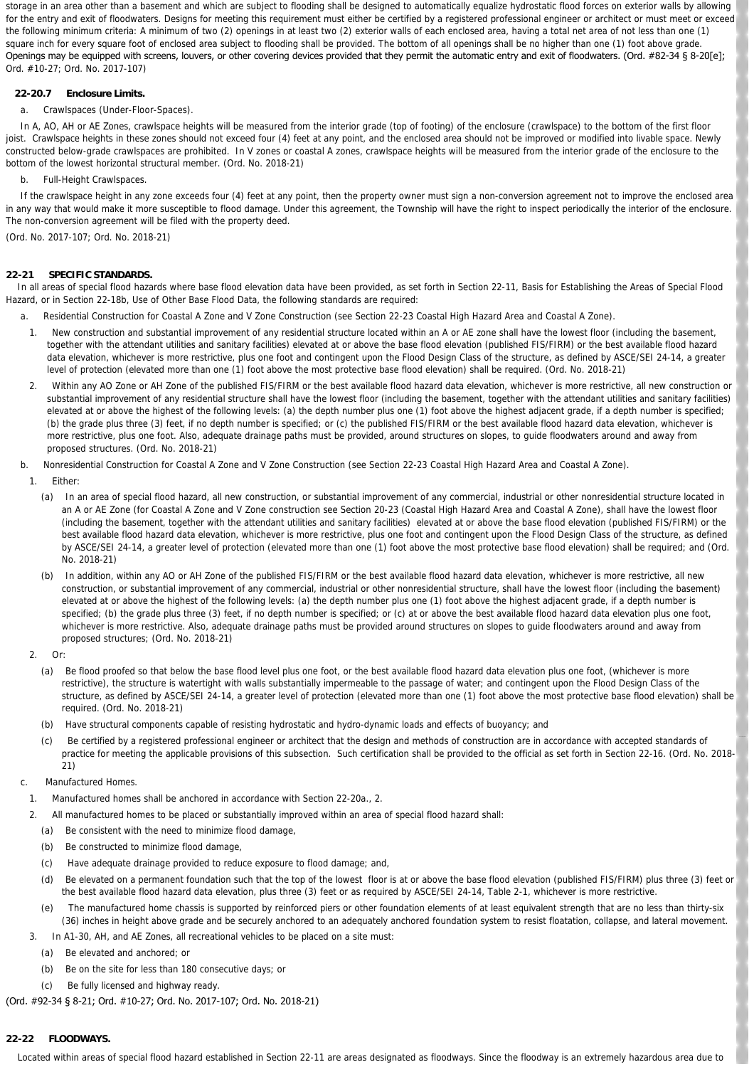storage in an area other than a basement and which are subject to flooding shall be designed to automatically equalize hydrostatic flood forces on exterior walls by allowing for the entry and exit of floodwaters. Designs for meeting this requirement must either be certified by a registered professional engineer or architect or must meet or exceed the following minimum criteria: A minimum of two (2) openings in at least two (2) exterior walls of each enclosed area, having a total net area of not less than one (1) square inch for every square foot of enclosed area subject to flooding shall be provided. The bottom of all openings shall be no higher than one (1) foot above grade. Openings may be equipped with screens, louvers, or other covering devices provided that they permit the automatic entry and exit of floodwaters. (Ord. #82-34 § 8-20[e]; Ord. #10-27; Ord. No. 2017-107)

**22-20.7 Enclosure Limits.**

a. Crawlspaces (Under-Floor-Spaces).

In A, AO, AH or AE Zones, crawlspace heights will be measured from the interior grade (top of footing) of the enclosure (crawlspace) to the bottom of the first floor joist. Crawlspace heights in these zones should not exceed four (4) feet at any point, and the enclosed area should not be improved or modified into livable space. Newly constructed below-grade crawlspaces are prohibited. In V zones or coastal A zones, crawlspace heights will be measured from the interior grade of the enclosure to the bottom of the lowest horizontal structural member. (Ord. No. 2018-21)

b. Full-Height Crawlspaces.

If the crawlspace height in any zone exceeds four (4) feet at any point, then the property owner must sign a non-conversion agreement not to improve the enclosed area in any way that would make it more susceptible to flood damage. Under this agreement, the Township will have the right to inspect periodically the interior of the enclosure. The non-conversion agreement will be filed with the property deed.

(Ord. No. 2017-107; Ord. No. 2018-21)

**22-21 SPECIFIC STANDARDS.**

In all areas of special flood hazards where base flood elevation data have been provided, as set forth in Section 22-11, Basis for Establishing the Areas of Special Flood Hazard, or in Section 22-18b, Use of Other Base Flood Data, the following standards are required:

a. Residential Construction for Coastal A Zone and V Zone Construction (see Section 22-23 Coastal High Hazard Area and Coastal A Zone).

1. New construction and substantial improvement of any residential structure located within an A or AE zone shall have the lowest floor (including the basement, together with the attendant utilities and sanitary facilities) elevated at or above the base flood elevation (published FIS/FIRM) or the best available flood hazard data elevation, whichever is more restrictive, plus one foot and contingent upon the Flood Design Class of the structure, as defined by ASCE/SEI 24-14, a greater level of protection (elevated more than one (1) foot above the most protective base flood elevation) shall be required. (Ord. No. 2018-21)

2. Within any AO Zone or AH Zone of the published FIS/FIRM or the best available flood hazard data elevation, whichever is more restrictive, all new construction or substantial improvement of any residential structure shall have the lowest floor (including the basement, together with the attendant utilities and sanitary facilities) elevated at or above the highest of the following levels: (a) the depth number plus one (1) foot above the highest adjacent grade, if a depth number is specified; (b) the grade plus three (3) feet, if no depth number is specified; or (c) the published FIS/FIRM or the best available flood hazard data elevation, whichever is more restrictive, plus one foot. Also, adequate drainage paths must be provided, around structures on slopes, to guide floodwaters around and away from proposed structures. (Ord. No. 2018-21)

b. Nonresidential Construction for Coastal A Zone and V Zone Construction (see Section 22-23 Coastal High Hazard Area and Coastal A Zone).

1. Either:

(a) In an area of special flood hazard, all new construction, or substantial improvement of any commercial, industrial or other nonresidential structure located in an A or AE Zone (for Coastal A Zone and V Zone construction see Section 20-23 (Coastal High Hazard Area and Coastal A Zone), shall have the lowest floor (including the basement, together with the attendant utilities and sanitary facilities) elevated at or above the base flood elevation (published FIS/FIRM) or the best available flood hazard data elevation, whichever is more restrictive, plus one foot and contingent upon the Flood Design Class of the structure, as defined by ASCE/SEI 24-14, a greater level of protection (elevated more than one (1) foot above the most protective base flood elevation) shall be required; and (Ord. No. 2018-21)

(b) In addition, within any AO or AH Zone of the published FIS/FIRM or the best available flood hazard data elevation, whichever is more restrictive, all new construction, or substantial improvement of any commercial, industrial or other nonresidential structure, shall have the lowest floor (including the basement) elevated at or above the highest of the following levels: (a) the depth number plus one (1) foot above the highest adjacent grade, if a depth number is specified; (b) the grade plus three (3) feet, if no depth number is specified; or (c) at or above the best available flood hazard data elevation plus one foot, whichever is more restrictive. Also, adequate drainage paths must be provided around structures on slopes to guide floodwaters around and away from proposed structures; (Ord. No. 2018-21)

2. Or:

(a) Be flood proofed so that below the base flood level plus one foot, or the best available flood hazard data elevation plus one foot, (whichever is more restrictive), the structure is watertight with walls substantially impermeable to the passage of water; and contingent upon the Flood Design Class of the structure, as defined by ASCE/SEI 24-14, a greater level of protection (elevated more than one (1) foot above the most protective base flood elevation) shall be required. (Ord. No. 2018-21)

(b) Have structural components capable of resisting hydrostatic and hydro-dynamic loads and effects of buoyancy; and

(c) Be certified by a registered professional engineer or architect that the design and methods of construction are in accordance with accepted standards of practice for meeting the applicable provisions of this subsection. Such certification shall be provided to the official as set forth in Section 22-16. (Ord. No. 2018-21)

c. Manufactured Homes.

1. Manufactured homes shall be anchored in accordance with Section 22-20a., 2.

2. All manufactured homes to be placed or substantially improved within an area of special flood hazard shall:

(a) Be consistent with the need to minimize flood damage,

(b) Be constructed to minimize flood damage,

(c) Have adequate drainage provided to reduce exposure to flood damage; and,

(d) Be elevated on a permanent foundation such that the top of the lowest floor is at or above the base flood elevation (published FIS/FIRM) plus three (3) feet or the best available flood hazard data elevation, plus three (3) feet or as required by ASCE/SEI 24-14, Table 2-1, whichever is more restrictive.

(e) The manufactured home chassis is supported by reinforced piers or other foundation elements of at least equivalent strength that are no less than thirty-six (36) inches in height above grade and be securely anchored to an adequately anchored foundation system to resist floatation, collapse, and lateral movement.

3. In A1-30, AH, and AE Zones, all recreational vehicles to be placed on a site must:

(a) Be elevated and anchored; or

(b) Be on the site for less than 180 consecutive days; or

(c) Be fully licensed and highway ready.

(Ord. #92-34 § 8-21; Ord. #10-27; Ord. No. 2017-107; Ord. No. 2018-21)

**22-22 FLOODWAYS.**

Located within areas of special flood hazard established in Section 22-11 are areas designated as floodways. Since the floodway is an extremely hazardous area due to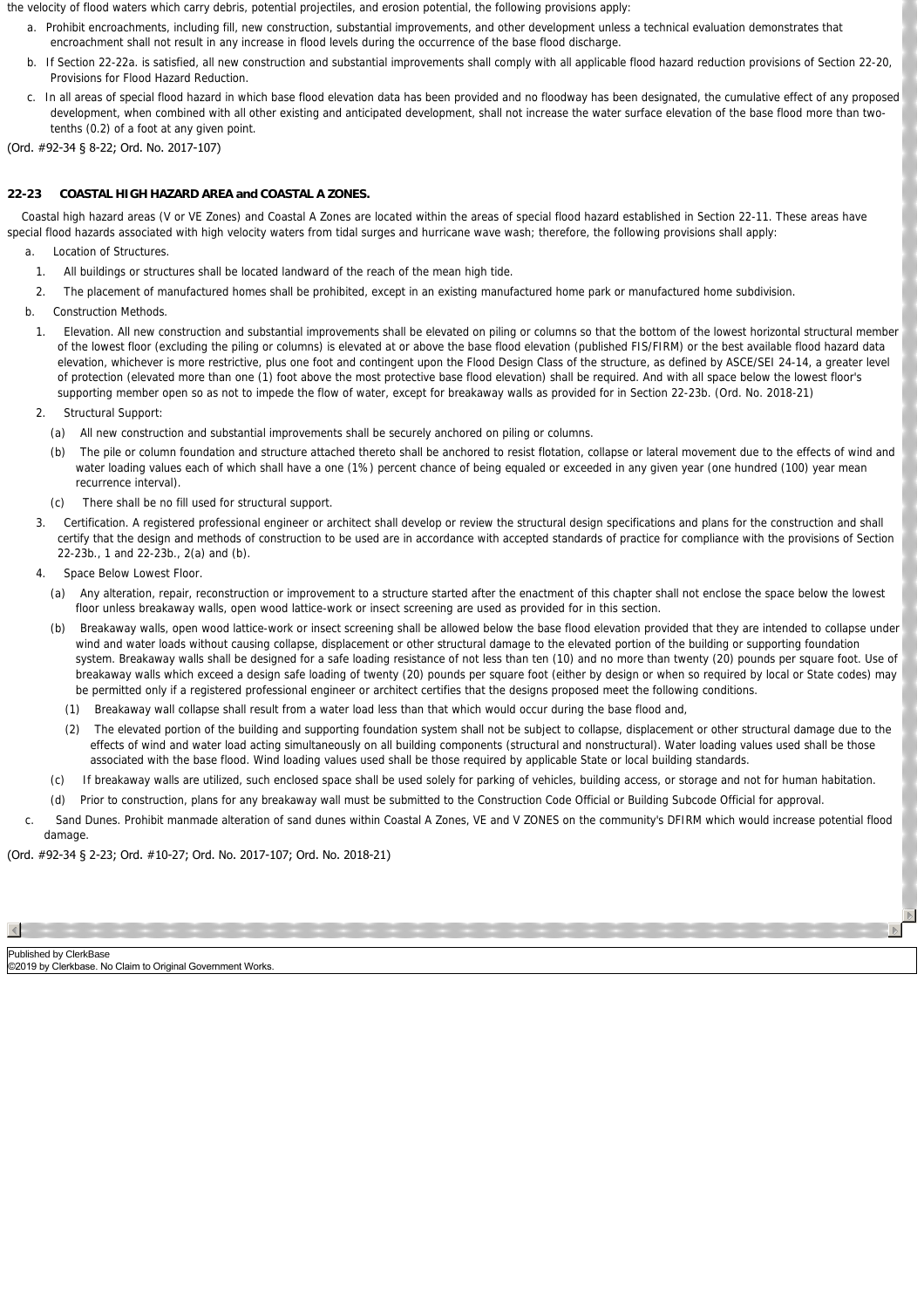the velocity of flood waters which carry debris, potential projectiles, and erosion potential, the following provisions apply:

a. Prohibit encroachments, including fill, new construction, substantial improvements, and other development unless a technical evaluation demonstrates that encroachment shall not result in any increase in flood levels during the occurrence of the base flood discharge.

b. If Section 22-22a. is satisfied, all new construction and substantial improvements shall comply with all applicable flood hazard reduction provisions of Section 22-20, Provisions for Flood Hazard Reduction.

c. In all areas of special flood hazard in which base flood elevation data has been provided and no floodway has been designated, the cumulative effect of any proposed development, when combined with all other existing and anticipated development, shall not increase the water surface elevation of the base flood more than two-tenths (0.2) of a foot at any given point.

(Ord. #92-34 § 8-22; Ord. No. 2017-107)

## 22-23 COASTAL HIGH HAZARD AREA and COASTAL A ZONES.

Coastal high hazard areas (V or VE Zones) and Coastal A Zones are located within the areas of special flood hazard established in Section 22-11. These areas have special flood hazards associated with high velocity waters from tidal surges and hurricane wave wash; therefore, the following provisions shall apply:

a. Location of Structures.

1. All buildings or structures shall be located landward of the reach of the mean high tide.
2. The placement of manufactured homes shall be prohibited, except in an existing manufactured home park or manufactured home subdivision.

b. Construction Methods.

1. Elevation. All new construction and substantial improvements shall be elevated on piling or columns so that the bottom of the lowest horizontal structural member of the lowest floor (excluding the piling or columns) is elevated at or above the base flood elevation (published FIS/FIRM) or the best available flood hazard data elevation, whichever is more restrictive, plus one foot and contingent upon the Flood Design Class of the structure, as defined by ASCE/SEI 24-14, a greater level of protection (elevated more than one (1) foot above the most protective base flood elevation) shall be required. And with all space below the lowest floor's supporting member open so as not to impede the flow of water, except for breakaway walls as provided for in Section 22-23b. (Ord. No. 2018-21)

2. Structural Support:

   (a) All new construction and substantial improvements shall be securely anchored on piling or columns.

   (b) The pile or column foundation and structure attached thereto shall be anchored to resist flotation, collapse or lateral movement due to the effects of wind and water loading values each of which shall have a one (1%) percent chance of being equaled or exceeded in any given year (one hundred (100) year mean recurrence interval).

   (c) There shall be no fill used for structural support.

3. Certification. A registered professional engineer or architect shall develop or review the structural design specifications and plans for the construction and shall certify that the design and methods of construction to be used are in accordance with accepted standards of practice for compliance with the provisions of Section 22-23b., 1 and 22-23b., 2(a) and (b).

4. Space Below Lowest Floor.

   (a) Any alteration, repair, reconstruction or improvement to a structure started after the enactment of this chapter shall not enclose the space below the lowest floor unless breakaway walls, open wood lattice-work or insect screening are used as provided for in this section.

   (b) Breakaway walls, open wood lattice-work or insect screening shall be allowed below the base flood elevation provided that they are intended to collapse under wind and water loads without causing collapse, displacement or other structural damage to the elevated portion of the building or supporting foundation system. Breakaway walls shall be designed for a safe loading resistance of not less than ten (10) and no more than twenty (20) pounds per square foot. Use of breakaway walls which exceed a design safe loading of twenty (20) pounds per square foot (either by design or when so required by local or State codes) may be permitted only if a registered professional engineer or architect certifies that the designs proposed meet the following conditions.

      (1) Breakaway wall collapse shall result from a water load less than that which would occur during the base flood and,

      (2) The elevated portion of the building and supporting foundation system shall not be subject to collapse, displacement or other structural damage due to the effects of wind and water load acting simultaneously on all building components (structural and nonstructural). Water loading values used shall be those associated with the base flood. Wind loading values used shall be those required by applicable State or local building standards.

   (c) If breakaway walls are utilized, such enclosed space shall be used solely for parking of vehicles, building access, or storage and not for human habitation.

   (d) Prior to construction, plans for any breakaway wall must be submitted to the Construction Code Official or Building Subcode Official for approval.

c. Sand Dunes. Prohibit manmade alteration of sand dunes within Coastal A Zones, VE and V ZONES on the community's DFIRM which would increase potential flood damage.

(Ord. #92-34 § 2-23; Ord. #10-27; Ord. No. 2017-107; Ord. No. 2018-21)